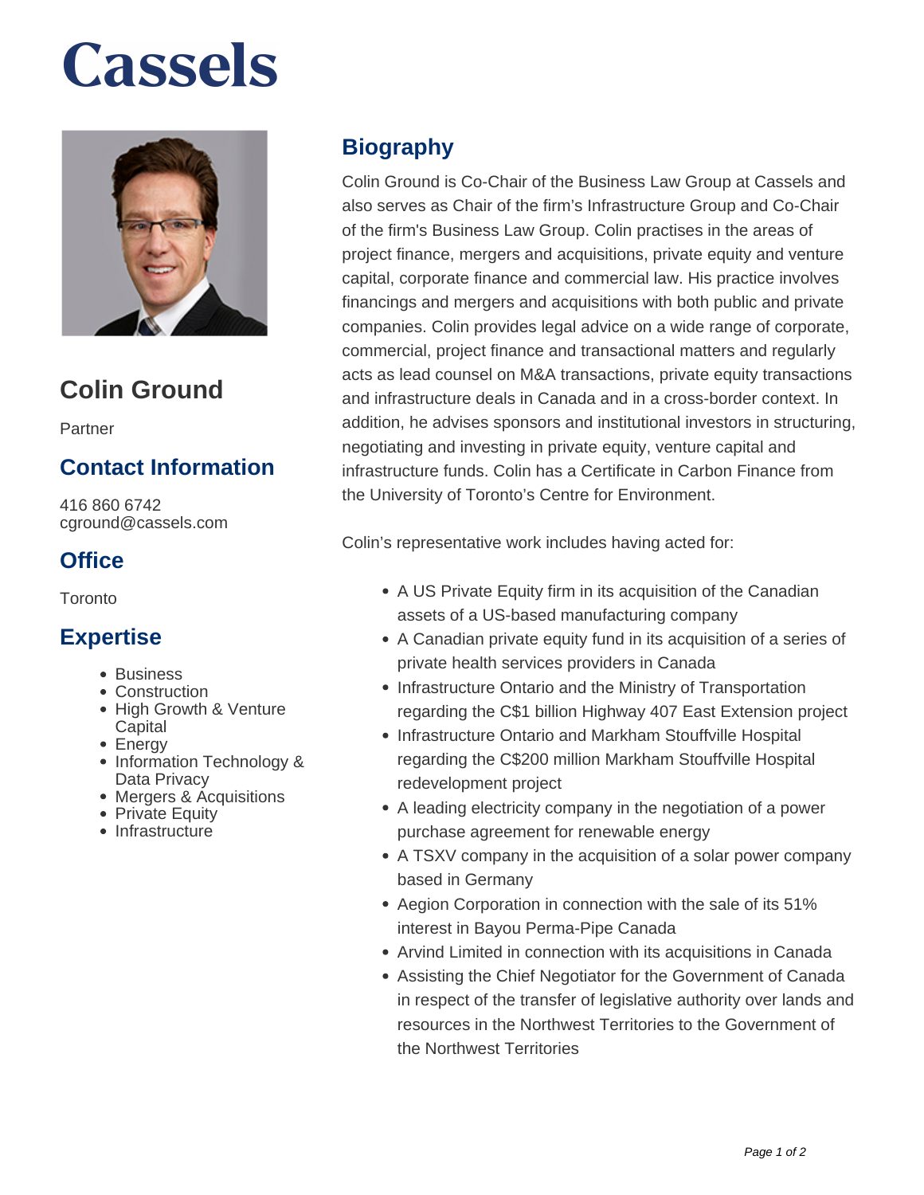# Cassels

## Colin Ground

Partner

## Contact Information

416 860 6742
cground@cassels.com

## Office

Toronto

## Expertise

- Business
- Construction
- High Growth & Venture Capital
- Energy
- Information Technology & Data Privacy
- Mergers & Acquisitions
- Private Equity
- Infrastructure

## Biography

Colin Ground is Co-Chair of the Business Law Group at Cassels and also serves as Chair of the firm's Infrastructure Group and Co-Chair of the firm's Business Law Group. Colin practises in the areas of project finance, mergers and acquisitions, private equity and venture capital, corporate finance and commercial law. His practice involves financings and mergers and acquisitions with both public and private companies. Colin provides legal advice on a wide range of corporate, commercial, project finance and transactional matters and regularly acts as lead counsel on M&A transactions, private equity transactions and infrastructure deals in Canada and in a cross-border context. In addition, he advises sponsors and institutional investors in structuring, negotiating and investing in private equity, venture capital and infrastructure funds. Colin has a Certificate in Carbon Finance from the University of Toronto's Centre for Environment.

Colin's representative work includes having acted for:

- A US Private Equity firm in its acquisition of the Canadian assets of a US-based manufacturing company
- A Canadian private equity fund in its acquisition of a series of private health services providers in Canada
- Infrastructure Ontario and the Ministry of Transportation regarding the C$1 billion Highway 407 East Extension project
- Infrastructure Ontario and Markham Stouffville Hospital regarding the C$200 million Markham Stouffville Hospital redevelopment project
- A leading electricity company in the negotiation of a power purchase agreement for renewable energy
- A TSXV company in the acquisition of a solar power company based in Germany
- Aegion Corporation in connection with the sale of its 51% interest in Bayou Perma-Pipe Canada
- Arvind Limited in connection with its acquisitions in Canada
- Assisting the Chief Negotiator for the Government of Canada in respect of the transfer of legislative authority over lands and resources in the Northwest Territories to the Government of the Northwest Territories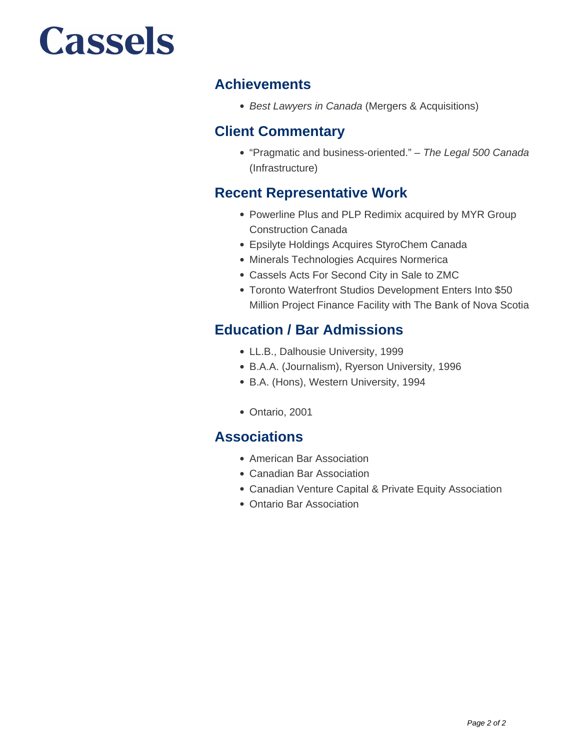## Achievements

- *Best Lawyers in Canada* (Mergers & Acquisitions)

## Client Commentary

- "Pragmatic and business-oriented." – *The Legal 500 Canada* (Infrastructure)

## Recent Representative Work

- Powerline Plus and PLP Redimix acquired by MYR Group Construction Canada
- Epsilyte Holdings Acquires StyroChem Canada
- Minerals Technologies Acquires Normerica
- Cassels Acts For Second City in Sale to ZMC
- Toronto Waterfront Studios Development Enters Into $50 Million Project Finance Facility with The Bank of Nova Scotia

## Education / Bar Admissions

- LL.B., Dalhousie University, 1999
- B.A.A. (Journalism), Ryerson University, 1996
- B.A. (Hons), Western University, 1994

- Ontario, 2001

## Associations

- American Bar Association
- Canadian Bar Association
- Canadian Venture Capital & Private Equity Association
- Ontario Bar Association